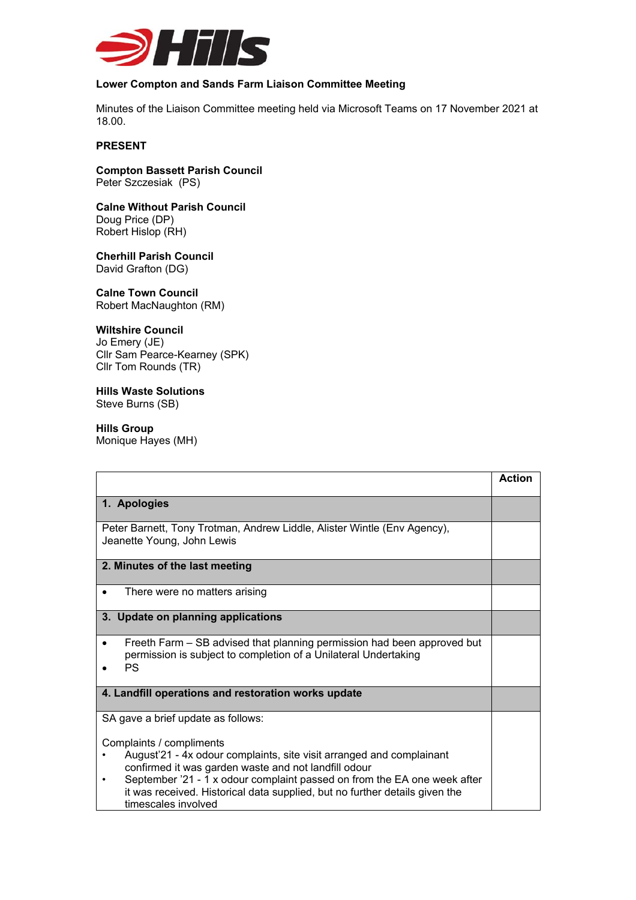**Lower Compton and Sands Farm Liaison Committee Meeting**

Minutes of the Liaison Committee meeting held via Microsoft Teams on 17 November 2021 at 18.00.

**PRESENT**

**Compton Bassett Parish Council**
Peter Szczesiak (PS)

**Calne Without Parish Council**
Doug Price (DP)
Robert Hislop (RH)

**Cherhill Parish Council**
David Grafton (DG)

**Calne Town Council**
Robert MacNaughton (RM)

**Wiltshire Council**
Jo Emery (JE)
Cllr Sam Pearce-Kearney (SPK)
Cllr Tom Rounds (TR)

**Hills Waste Solutions**
Steve Burns (SB)

**Hills Group**
Monique Hayes (MH)

| | **Action** |
|---|---|
| **1. Apologies** | |
| Peter Barnett, Tony Trotman, Andrew Liddle, Alister Wintle (Env Agency), Jeanette Young, John Lewis | |
| **2. Minutes of the last meeting** | |
| • There were no matters arising | |
| **3. Update on planning applications** | |
| • Freeth Farm – SB advised that planning permission had been approved but permission is subject to completion of a Unilateral Undertaking<br>• PS | |
| **4. Landfill operations and restoration works update** | |
| SA gave a brief update as follows:<br><br>Complaints / compliments<br>• August'21 - 4x odour complaints, site visit arranged and complainant confirmed it was garden waste and not landfill odour<br>• September '21 - 1 x odour complaint passed on from the EA one week after it was received. Historical data supplied, but no further details given the timescales involved | |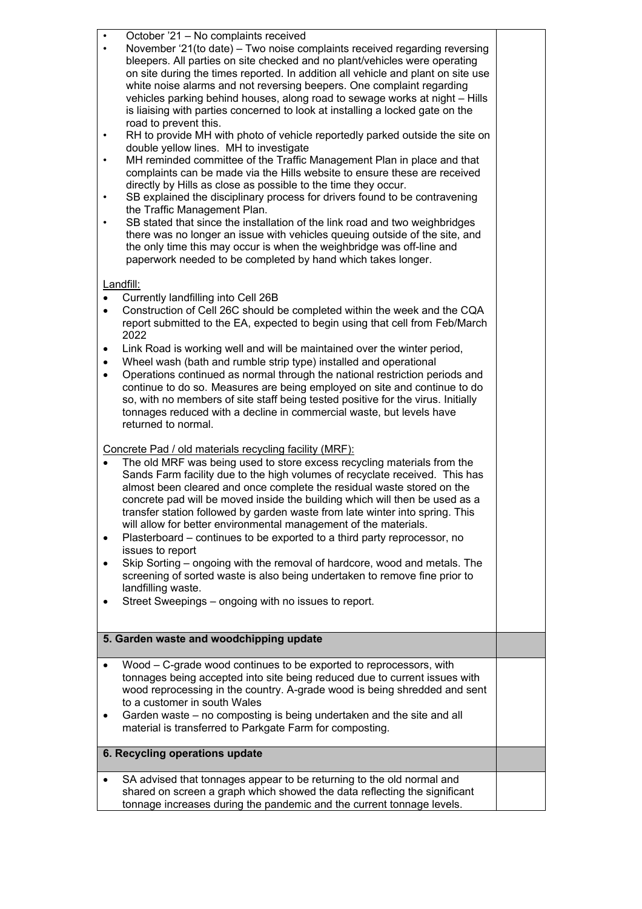- October '21 – No complaints received
- November '21(to date) – Two noise complaints received regarding reversing bleepers. All parties on site checked and no plant/vehicles were operating on site during the times reported. In addition all vehicle and plant on site use white noise alarms and not reversing beepers. One complaint regarding vehicles parking behind houses, along road to sewage works at night – Hills is liaising with parties concerned to look at installing a locked gate on the road to prevent this.
- RH to provide MH with photo of vehicle reportedly parked outside the site on double yellow lines. MH to investigate
- MH reminded committee of the Traffic Management Plan in place and that complaints can be made via the Hills website to ensure these are received directly by Hills as close as possible to the time they occur.
- SB explained the disciplinary process for drivers found to be contravening the Traffic Management Plan.
- SB stated that since the installation of the link road and two weighbridges there was no longer an issue with vehicles queuing outside of the site, and the only time this may occur is when the weighbridge was off-line and paperwork needed to be completed by hand which takes longer.

Landfill:

- Currently landfilling into Cell 26B
- Construction of Cell 26C should be completed within the week and the CQA report submitted to the EA, expected to begin using that cell from Feb/March 2022
- Link Road is working well and will be maintained over the winter period,
- Wheel wash (bath and rumble strip type) installed and operational
- Operations continued as normal through the national restriction periods and continue to do so. Measures are being employed on site and continue to do so, with no members of site staff being tested positive for the virus. Initially tonnages reduced with a decline in commercial waste, but levels have returned to normal.

Concrete Pad / old materials recycling facility (MRF):

- The old MRF was being used to store excess recycling materials from the Sands Farm facility due to the high volumes of recyclate received. This has almost been cleared and once complete the residual waste stored on the concrete pad will be moved inside the building which will then be used as a transfer station followed by garden waste from late winter into spring. This will allow for better environmental management of the materials.
- Plasterboard – continues to be exported to a third party reprocessor, no issues to report
- Skip Sorting – ongoing with the removal of hardcore, wood and metals. The screening of sorted waste is also being undertaken to remove fine prior to landfilling waste.
- Street Sweepings – ongoing with no issues to report.

## 5. Garden waste and woodchipping update

- Wood – C-grade wood continues to be exported to reprocessors, with tonnages being accepted into site being reduced due to current issues with wood reprocessing in the country. A-grade wood is being shredded and sent to a customer in south Wales
- Garden waste – no composting is being undertaken and the site and all material is transferred to Parkgate Farm for composting.

## 6. Recycling operations update

- SA advised that tonnages appear to be returning to the old normal and shared on screen a graph which showed the data reflecting the significant tonnage increases during the pandemic and the current tonnage levels.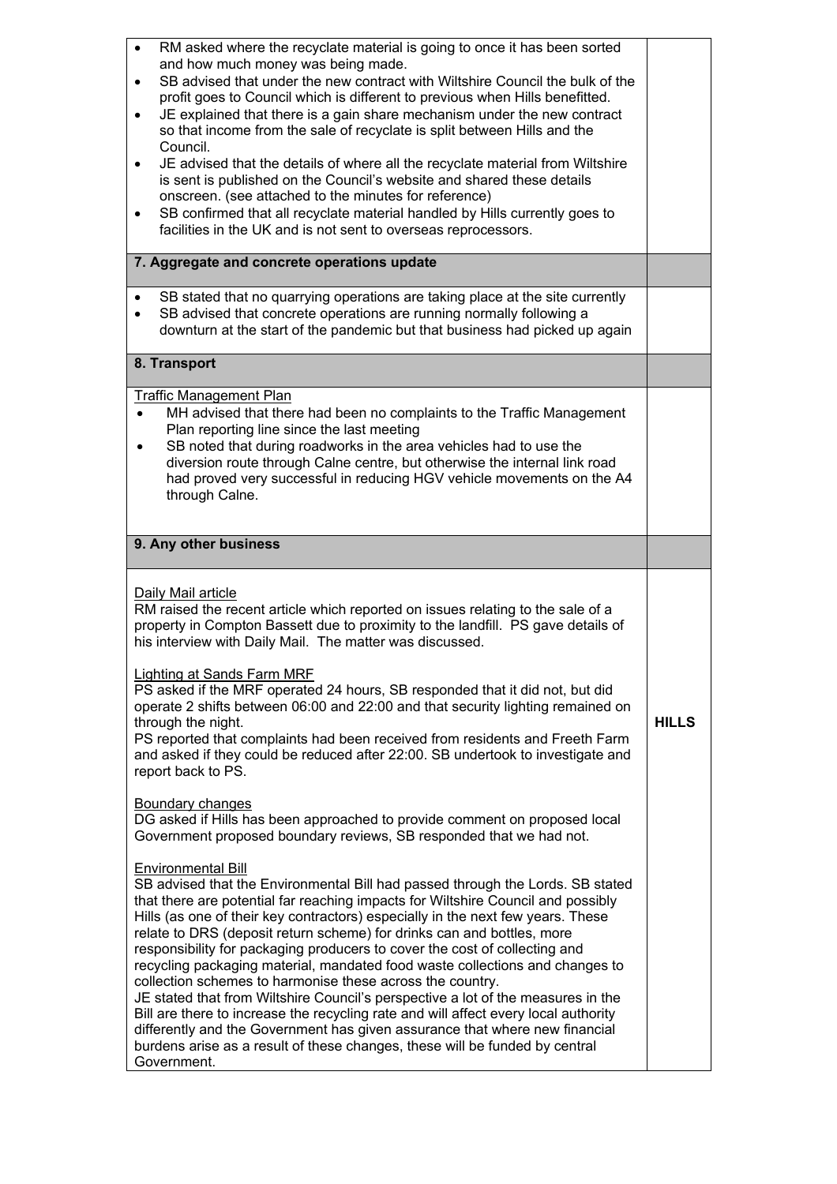| | |
|---|---|
| • RM asked where the recyclate material is going to once it has been sorted and how much money was being made.<br>• SB advised that under the new contract with Wiltshire Council the bulk of the profit goes to Council which is different to previous when Hills benefitted.<br>• JE explained that there is a gain share mechanism under the new contract so that income from the sale of recyclate is split between Hills and the Council.<br>• JE advised that the details of where all the recyclate material from Wiltshire is sent is published on the Council's website and shared these details onscreen. (see attached to the minutes for reference)<br>• SB confirmed that all recyclate material handled by Hills currently goes to facilities in the UK and is not sent to overseas reprocessors. | |
| **7. Aggregate and concrete operations update** | |
| • SB stated that no quarrying operations are taking place at the site currently<br>• SB advised that concrete operations are running normally following a downturn at the start of the pandemic but that business had picked up again | |
| **8. Transport** | |
| Traffic Management Plan<br>• MH advised that there had been no complaints to the Traffic Management Plan reporting line since the last meeting<br>• SB noted that during roadworks in the area vehicles had to use the diversion route through Calne centre, but otherwise the internal link road had proved very successful in reducing HGV vehicle movements on the A4 through Calne. | |
| **9. Any other business** | |
| Daily Mail article<br>RM raised the recent article which reported on issues relating to the sale of a property in Compton Bassett due to proximity to the landfill. PS gave details of his interview with Daily Mail. The matter was discussed.<br><br>Lighting at Sands Farm MRF<br>PS asked if the MRF operated 24 hours, SB responded that it did not, but did operate 2 shifts between 06:00 and 22:00 and that security lighting remained on through the night.<br>PS reported that complaints had been received from residents and Freeth Farm and asked if they could be reduced after 22:00. SB undertook to investigate and report back to PS.<br><br>Boundary changes<br>DG asked if Hills has been approached to provide comment on proposed local Government proposed boundary reviews, SB responded that we had not.<br><br>Environmental Bill<br>SB advised that the Environmental Bill had passed through the Lords. SB stated that there are potential far reaching impacts for Wiltshire Council and possibly Hills (as one of their key contractors) especially in the next few years. These relate to DRS (deposit return scheme) for drinks can and bottles, more responsibility for packaging producers to cover the cost of collecting and recycling packaging material, mandated food waste collections and changes to collection schemes to harmonise these across the country.<br>JE stated that from Wiltshire Council's perspective a lot of the measures in the Bill are there to increase the recycling rate and will affect every local authority differently and the Government has given assurance that where new financial burdens arise as a result of these changes, these will be funded by central Government. | **HILLS** |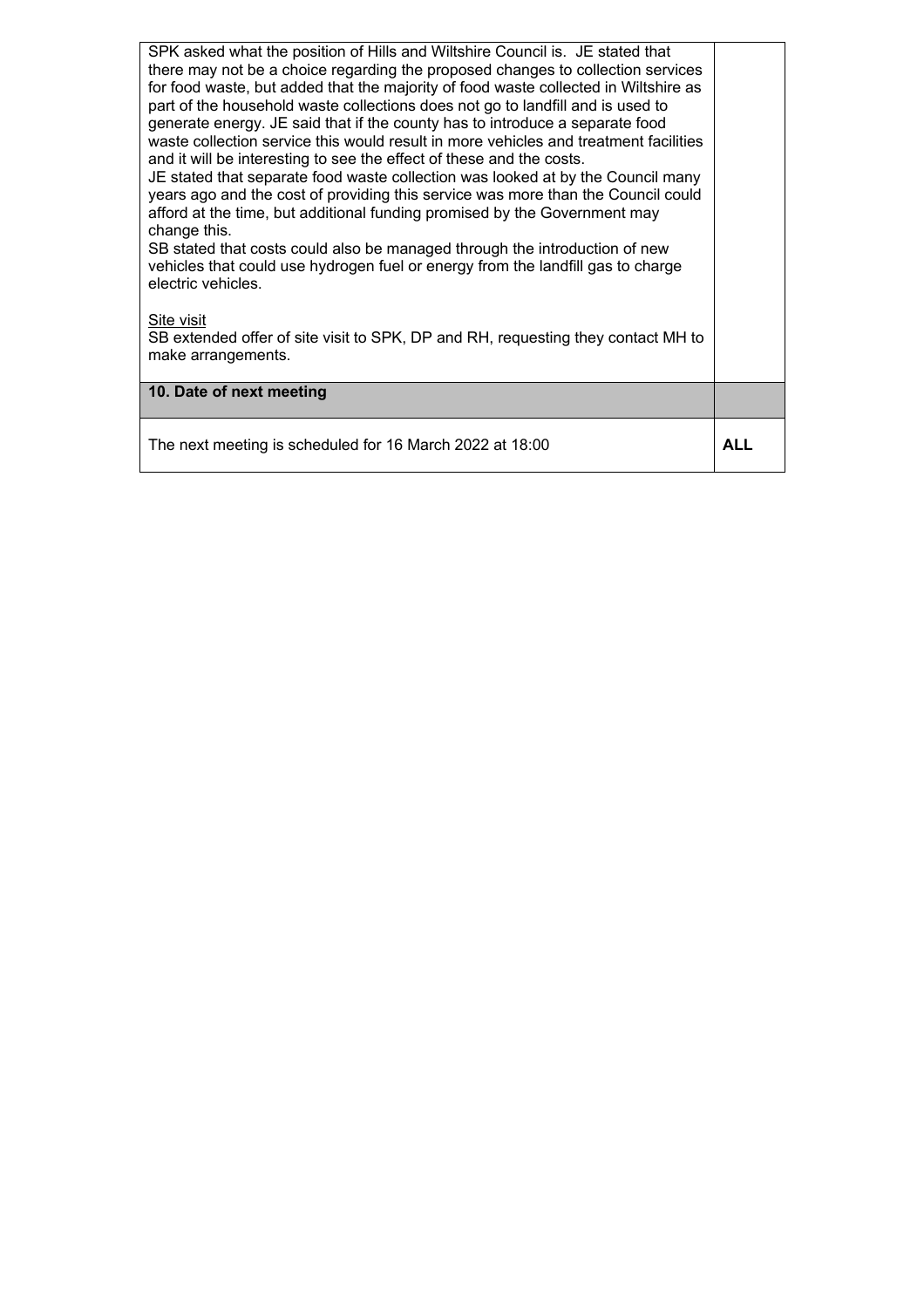| | |
|---|---|
| SPK asked what the position of Hills and Wiltshire Council is. JE stated that there may not be a choice regarding the proposed changes to collection services for food waste, but added that the majority of food waste collected in Wiltshire as part of the household waste collections does not go to landfill and is used to generate energy. JE said that if the county has to introduce a separate food waste collection service this would result in more vehicles and treatment facilities and it will be interesting to see the effect of these and the costs.<br>JE stated that separate food waste collection was looked at by the Council many years ago and the cost of providing this service was more than the Council could afford at the time, but additional funding promised by the Government may change this.<br>SB stated that costs could also be managed through the introduction of new vehicles that could use hydrogen fuel or energy from the landfill gas to charge electric vehicles.<br><br><u>Site visit</u><br>SB extended offer of site visit to SPK, DP and RH, requesting they contact MH to make arrangements. | |
| **10. Date of next meeting** | |
| The next meeting is scheduled for 16 March 2022 at 18:00 | **ALL** |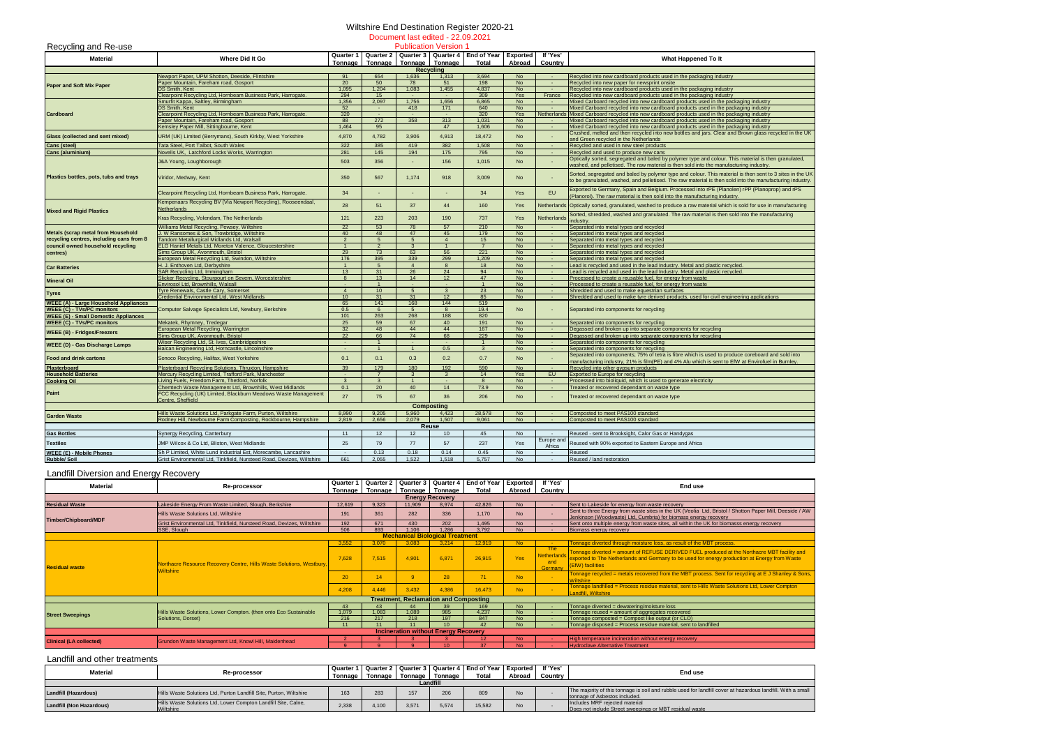# Wiltshire End Destination Register 2020-21

Document last edited - 22.09.2021

Publication Version 1

## Recycling and Re-use

| Material | Where Did It Go | Quarter 1 Tonnage | Quarter 2 Tonnage | Quarter 3 Tonnage | Quarter 4 Tonnage | End of Year Total | Exported Abroad | If 'Yes' Country | What Happened To It |
|---|---|---|---|---|---|---|---|---|---|
| **Recycling** | | | | | | | | | |
| Paper and Soft Mix Paper | Newport Paper, UPM Shotton, Deeside, Flintshire | 91 | 654 | 1,636 | 1,313 | 3,694 | No | - | Recycled into new cardboard products used in the packaging industry |
| | Paper Mountain, Fareham road, Gosport | 20 | 50 | 78 | 51 | 198 | No | - | Recycled into new paper for newsprint onsite |
| | DS Smith, Kent | 1,095 | 1,204 | 1,083 | 1,455 | 4,837 | No | - | Recycled into new cardboard products used in the packaging industry |
| | Clearpoint Recycling Ltd, Hornbeam Business Park, Harrogate. | 294 | 15 | - | - | 309 | Yes | France | Recycled into new cardboard products used in the packaging industry |
| Cardboard | Smurfit Kappa, Saltley, Birmingham | 1,356 | 2,097 | 1,756 | 1,656 | 6,865 | No | - | Mixed Cardboard recycled into new cardboard products used in the packaging industry |
| | DS Smith, Kent | 52 | - | 418 | 171 | 640 | No | - | Mixed Cardboard recycled into new cardboard products used in the packaging industry |
| | Clearpoint Recycling Ltd, Hornbeam Business Park, Harrogate. | 320 | - | - | - | 320 | Yes | Netherlands | Mixed Cardboard recycled into new cardboard products used in the packaging industry |
| | Paper Mountain, Fareham road, Gosport | 88 | 272 | 358 | 313 | 1,031 | No | - | Mixed Cardboard recycled into new cardboard products used in the packaging industry |
| | Kemsley Paper Mill, Sittingbourne, Kent | 1,464 | 95 | - | 47 | 1,606 | No | - | Mixed Cardboard recycled into new cardboard products used in the packaging industry |
| Glass (collected and sent mixed) | URM (UK) Limited (Berrymans), South Kirkby, West Yorkshire | 4,870 | 4,782 | 3,906 | 4,913 | 18,472 | No | - | Crushed, melted and then recycled into new bottles and jars. Clear and Brown glass recycled in the UK and Green recycled in the Netherlands |
| Cans (steel) | Tata Steel, Port Talbot, South Wales | 322 | 385 | 419 | 382 | 1,508 | No | - | Recycled and used in new steel products |
| Cans (aluminium) | Novelis UK, Latchford Locks Works, Warrington | 281 | 145 | 194 | 175 | 795 | No | - | Recycled and used to produce new cans |
| Plastics bottles, pots, tubs and trays | J&A Young, Loughborough | 503 | 356 | - | 156 | 1,015 | No | - | Optically sorted, segregated and baled by polymer type and colour. This material is then granulated, washed, and pelletised. The raw material is then sold into the manufacturing industry. |
| | Vindor, Medway, Kent | 350 | 567 | 1,174 | 918 | 3,009 | No | - | Sorted, segregated and baled by polymer type and colour. This material is then sent to 3 sites in the UK to be granulated, washed, and pelletised. The raw material is then sold into the manufacturing industry. |
| | Clearpoint Recycling Ltd, Hornbeam Business Park, Harrogate. | 34 | - | - | - | 34 | Yes | EU | Exported to Germany, Spain and Belgium. Processed into rPE (Planolen) rPP (Planoprop) and rPS (Planorol). The raw material is then sold into the manufacturing industry. |
| Mixed and Rigid Plastics | Kempenaars Recycling BV (Via Newport Recycling), Rooseendaal, Netherlands | 28 | 51 | 37 | 44 | 160 | Yes | Netherlands | Optically sorted, granulated, washed to produce a raw material which is sold for use in manufacturing |
| | Kras Recycling, Volendam, The Netherlands | 121 | 223 | 203 | 190 | 737 | Yes | Netherlands | Sorted, shredded, washed and granulated. The raw material is then sold into the manufacturing industry. |
| Metals (scrap metal from Household recycling centres, including cans from 8 council owned household recycling centres) | Williams Metal Recycling, Pewsey, Wiltshire | 22 | 53 | 78 | 57 | 210 | No | - | Separated into metal types and recycled |
| | J. W Ransomes & Son, Trowbridge, Wiltshire | 40 | 48 | 47 | 45 | 179 | No | - | Separated into metal types and recycled |
| | Tandom Metallurgical Midlands Ltd, Walsall | 2 | 5 | 5 | 4 | 15 | No | - | Separated into metal types and recycled |
| | ELG Haniel Metals Ltd, Moreton Valence, Gloucestershire | 1 | 2 | 3 | 1 | 7 | No | - | Separated into metal types and recycled |
| | Sims Group UK, Avonmouth, Bristol | 29 | 73 | 63 | 56 | 221 | No | - | Separated into metal types and recycled |
| | European Metal Recycling Ltd, Swindon, Wiltshire | 176 | 395 | 339 | 299 | 1,209 | No | - | Separated into metal types and recycled |
| Car Batteries | H. J. Enthoven Ltd, Derbyshire | 1 | 5 | 4 | 8 | 18 | No | - | Lead is recycled and used in the lead industry. Metal and plastic recycled. |
| | SAR Recycling Ltd, Immingham | 13 | 31 | 26 | 24 | 94 | No | - | Lead is recycled and used in the lead industry. Metal and plastic recycled. |
| Mineral Oil | Slicker Recycling, Stourport on Severn, Worcestershire | 8 | 13 | 14 | 12 | 47 | No | - | Processed to create a reusable fuel, for energy from waste |
| | Envirosol Ltd, Brownhills, Walsall | - | 1 | - | - | 1 | No | - | Processed to create a reusable fuel, for energy from waste |
| Tyres | Tyre Renewals, Castle Cary, Somerset | 4 | 10 | 5 | 3 | 23 | No | - | Shredded and used to make equestrian surfaces |
| | Credential Environmental Ltd, West Midlands | 10 | 31 | 31 | 12 | 85 | No | - | Shredded and used to make tyre derived products, used for civil engineering applications |
| WEEE (A) - Large Household Appliances | Computer Salvage Specialists Ltd, Newbury, Berkshire | 65 | 141 | 168 | 144 | 519 | No | - | Separated into components for recycling |
| WEEE (C) - TVs/PC monitors | | 0.5 | 6 | 5 | 8 | 19.4 | | | |
| WEEE (E) - Small Domestic Appliances | | 101 | 263 | 268 | 188 | 820 | | | |
| WEEE (C) - TVs/PC monitors | Mekatek, Rhymney, Tredegar | 25 | 59 | 67 | 40 | 191 | No | - | Separated into components for recycling |
| WEEE (B) - Fridges/Freezers | European Metal Recycling, Warrington | 32 | 48 | 44 | 44 | 167 | No | - | Degassed and broken up into separate components for recycling |
| | Sims Group UK, Avonmouth, Bristol | 22 | 66 | 74 | 68 | 229 | No | - | Degassed and broken up into separate components for recycling |
| WEEE (D) - Gas Discharge Lamps | Wiser Recycling Ltd, St. Ives, Cambridgeshire | - | 1 | - | - | 1 | No | - | Separated into components for recycling |
| | Balcan Engineering Ltd, Horncastle, Lincolnshire | - | 1 | 1 | 0.5 | 3 | No | - | Separated into components for recycling |
| Food and drink cartons | Sonoco Recycling, Halifax, West Yorkshire | 0.1 | 0.1 | 0.3 | 0.2 | 0.7 | No | - | Separated into components; 75% of tetra is fibre which is used to produce coreboard and sold into manufacturing industry, 21% is film(PE) and 4% Alu which is sent to EfW at Envirofuel in Burnley. |
| Plasterboard | Plasterboard Recycling Solutions, Thruxton, Hampshire | 39 | 179 | 180 | 192 | 590 | No | - | Recycled into other gypsum products |
| Household Batteries | Mercury Recycling Limited, Trafford Park, Manchester | - | 7 | 3 | 3 | 14 | Yes | EU | Exported to Europe for recycling |
| Cooking Oil | Living Fuels, Freedom Farm, Thetford, Norfolk | 3 | 3 | 1 | - | 8 | No | - | Processed into biolquid, which is used to generate electricity |
| Paint | Chemtech Waste Management Ltd, Brownhills, West Midlands | 0.1 | 20 | 40 | 14 | 73.9 | No | - | Treated or recovered dependant on waste type |
| | FCC Recycling (UK) Limited, Blackburn Meadows Waste Management Centre, Sheffield | 27 | 75 | 67 | 36 | 206 | No | - | Treated or recovered dependant on waste type |
| **Composting** | | | | | | | | | |
| Garden Waste | Hills Waste Solutions Ltd, Parkgate Farm, Purton, Wiltshire | 8,990 | 9,205 | 5,960 | 4,423 | 28,578 | No | - | Composted to meet PAS100 standard |
| | Rodney Hill, Newbourne Farm Composting, Rockbourne, Hampshire | 2,819 | 2,656 | 2,079 | 1,507 | 9,061 | No | - | Composted to meet PAS100 standard |
| **Reuse** | | | | | | | | | |
| Gas Bottles | Synergy Recycling, Canterbury | 11 | 12 | 12 | 10 | 45 | No | - | Reused - sent to Brooksight, Calor Gas or Handygas |
| Textiles | JMP Wilcox & Co Ltd, Bliston, West Midlands | 25 | 79 | 77 | 57 | 237 | Yes | Europe and Africa | Reused with 90% exported to Eastern Europe and Africa |
| WEEE (E) - Mobile Phones | Sh P Limited, White Lund Industrial Est, Morecambe, Lancashire | - | 0.13 | 0.18 | 0.14 | 0.45 | No | - | Reused |
| Rubble/ Soil | Grist Environmental Ltd, Tinkfield, Nursteed Road, Devizes, Wiltshire | 661 | 2,055 | 1,522 | 1,518 | 5,757 | No | - | Reused / land restoration |

## Landfill Diversion and Energy Recovery

| Material | Re-processor | Quarter 1 Tonnage | Quarter 2 Tonnage | Quarter 3 Tonnage | Quarter 4 Tonnage | End of Year Total | Exported Abroad | If 'Yes' Country | End use |
|---|---|---|---|---|---|---|---|---|---|
| **Energy Recovery** | | | | | | | | | |
| Residual Waste | Lakeside Energy From Waste Limited, Slough, Berkshire | 12,619 | 9,323 | 11,909 | 8,974 | 42,826 | No | - | Sent to Lakeside for energy from waste recovery |
| Timber/Chipboard/MDF | Hills Waste Solutions Ltd, Wiltshire | 191 | 361 | 282 | 336 | 1,170 | No | - | Sent to three Energy from waste sites in the UK (Veolia Ltd, Bristol / Shotton Paper Mill, Deeside / AW Jenkinson (Woodwaste) Ltd, Cumbria) for biomass energy recovery |
| | Grist Environmental Ltd, Tinkfield, Nursteed Road, Devizes, Wiltshire | 192 | 671 | 430 | 202 | 1,495 | No | - | Sent onto multiple energy from waste sites, all within the UK for biomasss energy recovery |
| | SSE, Slough | 506 | 893 | 1,106 | 1,286 | 3,792 | No | - | Biomass energy recovery |
| **Mechanical Biological Treatment** | | | | | | | | | |
| Residual waste | Northacre Resource Recovery Centre, Hills Waste Solutions, Westbury, Wiltshire | 3,552 | 3,070 | 3,083 | 3,214 | 12,919 | No | - | Tonnage diverted through moisture loss, as result of the MBT process. |
| | | 7,628 | 7,515 | 4,901 | 6,871 | 26,915 | Yes | The Netherlands and Germany | Tonnage diverted = amount of REFUSE DERIVED FUEL produced at the Northacre MBT facility and exported to The Netherlands and Germany to be used for energy production at Energy from Waste (EfW) facilities |
| | | 20 | 14 | 9 | 28 | 71 | No | - | Tonnage recycled = metals recovered from the MBT process. Sent for recycling at E J Shanley & Sons, Wiltshire |
| | | 4,208 | 4,446 | 3,432 | 4,386 | 16,473 | No | - | Tonnage landfilled = Process residue material, sent to Hills Waste Solutions Ltd, Lower Compton Landfill, Wiltshire |
| **Treatment, Reclamation and Composting** | | | | | | | | | |
| Street Sweepings | Hills Waste Solutions, Lower Compton. (then onto Eco Sustainable Solutions, Dorset) | 43 | 43 | 44 | 39 | 169 | No | - | Tonnage diverted = dewatering/moisture loss |
| | | 1,079 | 1,083 | 1,089 | 985 | 4,237 | No | - | Tonnage reused = amount of aggregates recovered |
| | | 216 | 217 | 218 | 197 | 847 | No | - | Tonnage composted = Compost like output (or CLO) |
| | | 11 | 11 | 11 | 10 | 42 | No | - | Tonnage disposed = Process residue material, sent to landfilled |
| **Incineration without Energy Recovery** | | | | | | | | | |
| Clinical (LA collected) | Grundon Waste Management Ltd, Knowl Hill, Maidenhead | 2 | 3 | 3 | 3 | 12 | No | - | High temperature incineration without energy recovery |
| | | 9 | 9 | 9 | 10 | 37 | No | - | Hydroclave Alternative Treatment |

## Landfill and other treatments

| Material | Re-processor | Quarter 1 Tonnage | Quarter 2 Tonnage | Quarter 3 Tonnage | Quarter 4 Tonnage | End of Year Total | Exported Abroad | If 'Yes' Country | End use |
|---|---|---|---|---|---|---|---|---|---|
| **Landfill** | | | | | | | | | |
| Landfill (Hazardous) | Hills Waste Solutions Ltd, Purton Landfill Site, Purton, Wiltshire | 163 | 283 | 157 | 206 | 809 | No | - | The majority of this tonnage is soil and rubble used for landfill cover at hazardous landfill. With a small tonnage of Asbestos included. |
| Landfill (Non Hazardous) | Hills Waste Solutions Ltd, Lower Compton Landfill Site, Calne, Wiltshire | 2,338 | 4,100 | 3,571 | 5,574 | 15,582 | No | - | Includes MRF rejected material<br>Does not include Street sweepings or MBT residual waste |